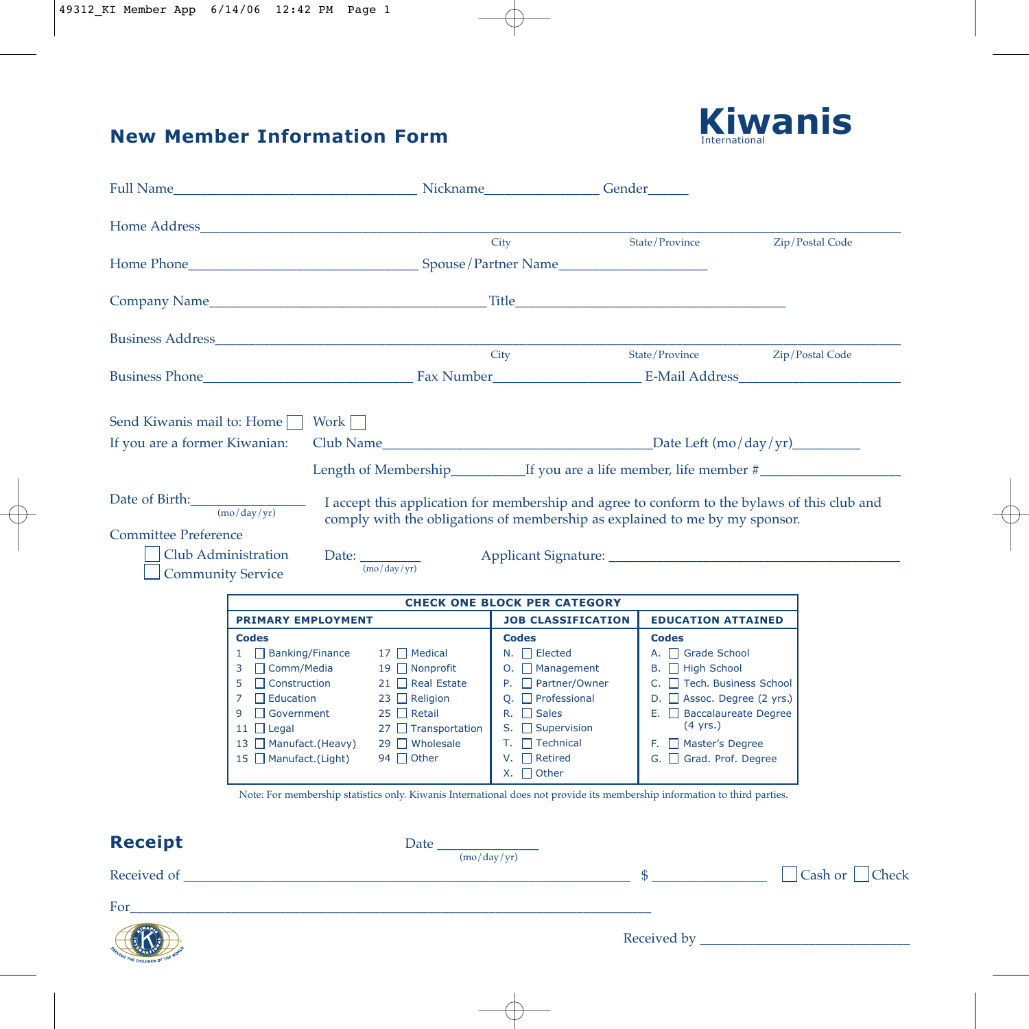# New Member Information Form

**Kiwanis** International

Full Name_________________________________ Nickname_______________ Gender_____

Home Address_______________________________________________________________________________
City State/Province Zip/Postal Code

Home Phone_______________________________ Spouse/Partner Name____________________

Company Name_____________________________________ Title_____________________________________

Business Address____________________________________________________________________________
City State/Province Zip/Postal Code

Business Phone____________________________ Fax Number____________________ E-Mail Address______________________

Send Kiwanis mail to: Home ☐ Work ☐

If you are a former Kiwanian: Club Name____________________________________Date Left (mo/day/yr)_________

Length of Membership__________If you are a life member, life member #___________________

Date of Birth:_______________
(mo/day/yr)

I accept this application for membership and agree to conform to the bylaws of this club and comply with the obligations of membership as explained to me by my sponsor.

Committee Preference

☐ Club Administration

☐ Community Service

Date: ________
(mo/day/yr)

Applicant Signature: _________________________________________

**CHECK ONE BLOCK PER CATEGORY**

| PRIMARY EMPLOYMENT | | JOB CLASSIFICATION | EDUCATION ATTAINED |
|---|---|---|---|
| **Codes** | | **Codes** | **Codes** |
| 1 ☐ Banking/Finance | 17 ☐ Medical | N. ☐ Elected | A. ☐ Grade School |
| 3 ☐ Comm/Media | 19 ☐ Nonprofit | O. ☐ Management | B. ☐ High School |
| 5 ☐ Construction | 21 ☐ Real Estate | P. ☐ Partner/Owner | C. ☐ Tech. Business School |
| 7 ☐ Education | 23 ☐ Religion | Q. ☐ Professional | D. ☐ Assoc. Degree (2 yrs.) |
| 9 ☐ Government | 25 ☐ Retail | R. ☐ Sales | E. ☐ Baccalaureate Degree (4 yrs.) |
| 11 ☐ Legal | 27 ☐ Transportation | S. ☐ Supervision | |
| 13 ☐ Manufact.(Heavy) | 29 ☐ Wholesale | T. ☐ Technical | F. ☐ Master's Degree |
| 15 ☐ Manufact.(Light) | 94 ☐ Other | V. ☐ Retired | G. ☐ Grad. Prof. Degree |
| | | X. ☐ Other | |

Note: For membership statistics only. Kiwanis International does not provide its membership information to third parties.

## Receipt

Date _____________
(mo/day/yr)

Received of ____________________________________________________________ $ _______________ ☐ Cash or ☐ Check

For______________________________________________________________________

Received by ____________________________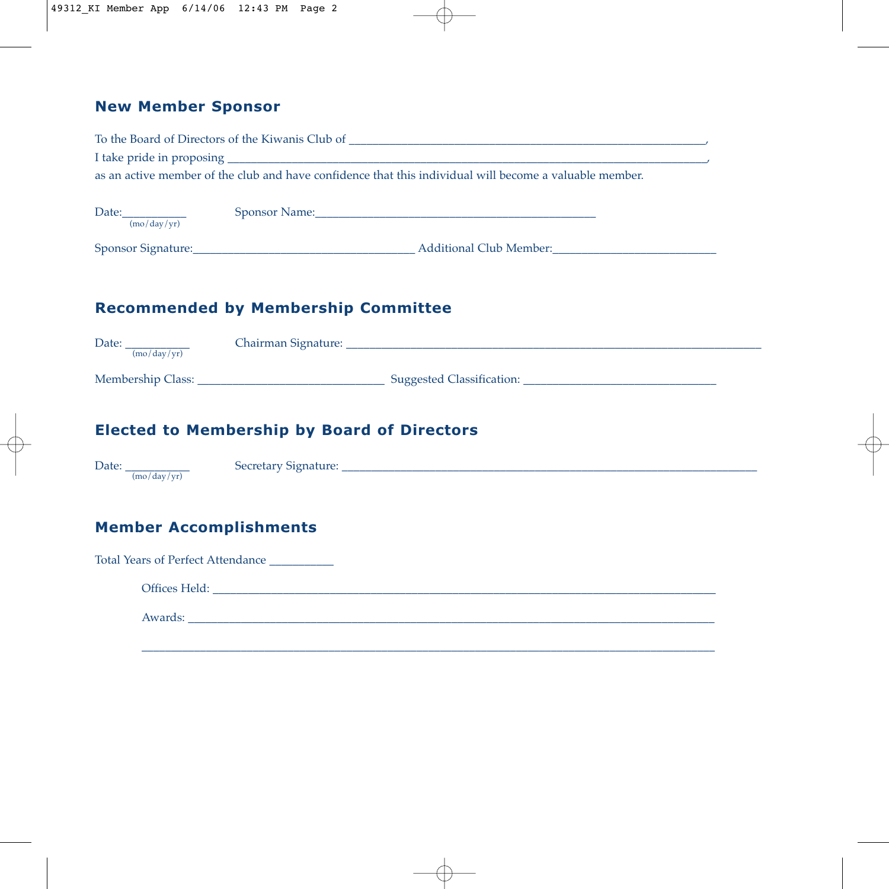## New Member Sponsor

To the Board of Directors of the Kiwanis Club of ____________________________________________________________,
I take pride in proposing _____________________________________________________________________________,
as an active member of the club and have confidence that this individual will become a valuable member.

Date:__________ (mo/day/yr)    Sponsor Name:_______________________________________________

Sponsor Signature:____________________________________ Additional Club Member:__________________________

## Recommended by Membership Committee

Date: __________ (mo/day/yr)    Chairman Signature: ______________________________________________________________________

Membership Class: ______________________________ Suggested Classification: _______________________________

## Elected to Membership by Board of Directors

Date: __________ (mo/day/yr)    Secretary Signature: ______________________________________________________________________

## Member Accomplishments

Total Years of Perfect Attendance __________

Offices Held: ____________________________________________________________________________________

Awards: ________________________________________________________________________________________

____________________________________________________________________________________________